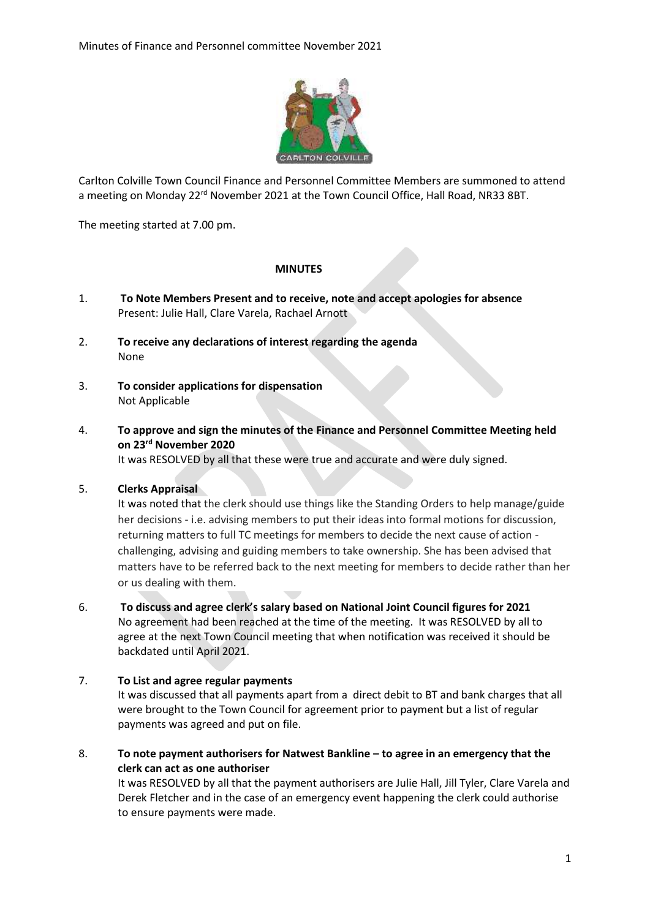Carlton Colville Town Council Finance and Personnel Committee Members are summoned to attend a meeting on Monday 22[rd] November 2021 at the Town Council Office, Hall Road, NR33 8BT.

The meeting started at 7.00 pm.

## MINUTES

1. **To Note Members Present and to receive, note and accept apologies for absence**
   Present: Julie Hall, Clare Varela, Rachael Arnott

2. **To receive any declarations of interest regarding the agenda**
   None

3. **To consider applications for dispensation**
   Not Applicable

4. **To approve and sign the minutes of the Finance and Personnel Committee Meeting held on 23[rd] November 2020**
   It was RESOLVED by all that these were true and accurate and were duly signed.

5. **Clerks Appraisal**
   It was noted that the clerk should use things like the Standing Orders to help manage/guide her decisions - i.e. advising members to put their ideas into formal motions for discussion, returning matters to full TC meetings for members to decide the next cause of action - challenging, advising and guiding members to take ownership. She has been advised that matters have to be referred back to the next meeting for members to decide rather than her or us dealing with them.

6. **To discuss and agree clerk's salary based on National Joint Council figures for 2021**
   No agreement had been reached at the time of the meeting. It was RESOLVED by all to agree at the next Town Council meeting that when notification was received it should be backdated until April 2021.

7. **To List and agree regular payments**
   It was discussed that all payments apart from a direct debit to BT and bank charges that all were brought to the Town Council for agreement prior to payment but a list of regular payments was agreed and put on file.

8. **To note payment authorisers for Natwest Bankline – to agree in an emergency that the clerk can act as one authoriser**
   It was RESOLVED by all that the payment authorisers are Julie Hall, Jill Tyler, Clare Varela and Derek Fletcher and in the case of an emergency event happening the clerk could authorise to ensure payments were made.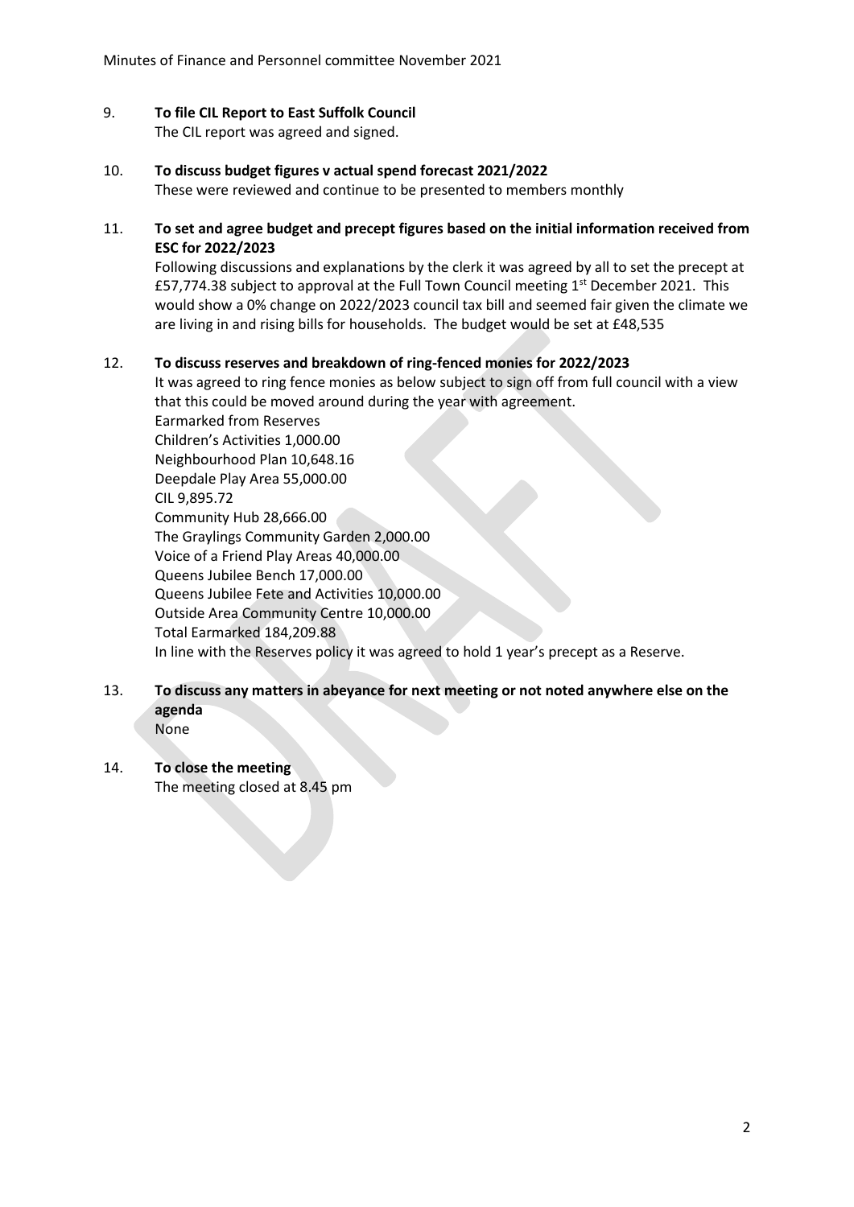9. **To file CIL Report to East Suffolk Council**
   The CIL report was agreed and signed.

10. **To discuss budget figures v actual spend forecast 2021/2022**
    These were reviewed and continue to be presented to members monthly

11. **To set and agree budget and precept figures based on the initial information received from ESC for 2022/2023**
    Following discussions and explanations by the clerk it was agreed by all to set the precept at £57,774.38 subject to approval at the Full Town Council meeting 1st December 2021. This would show a 0% change on 2022/2023 council tax bill and seemed fair given the climate we are living in and rising bills for households. The budget would be set at £48,535

12. **To discuss reserves and breakdown of ring-fenced monies for 2022/2023**
    It was agreed to ring fence monies as below subject to sign off from full council with a view that this could be moved around during the year with agreement.
    Earmarked from Reserves
    Children's Activities 1,000.00
    Neighbourhood Plan 10,648.16
    Deepdale Play Area 55,000.00
    CIL 9,895.72
    Community Hub 28,666.00
    The Graylings Community Garden 2,000.00
    Voice of a Friend Play Areas 40,000.00
    Queens Jubilee Bench 17,000.00
    Queens Jubilee Fete and Activities 10,000.00
    Outside Area Community Centre 10,000.00
    Total Earmarked 184,209.88
    In line with the Reserves policy it was agreed to hold 1 year's precept as a Reserve.

13. **To discuss any matters in abeyance for next meeting or not noted anywhere else on the agenda**
    None

14. **To close the meeting**
    The meeting closed at 8.45 pm